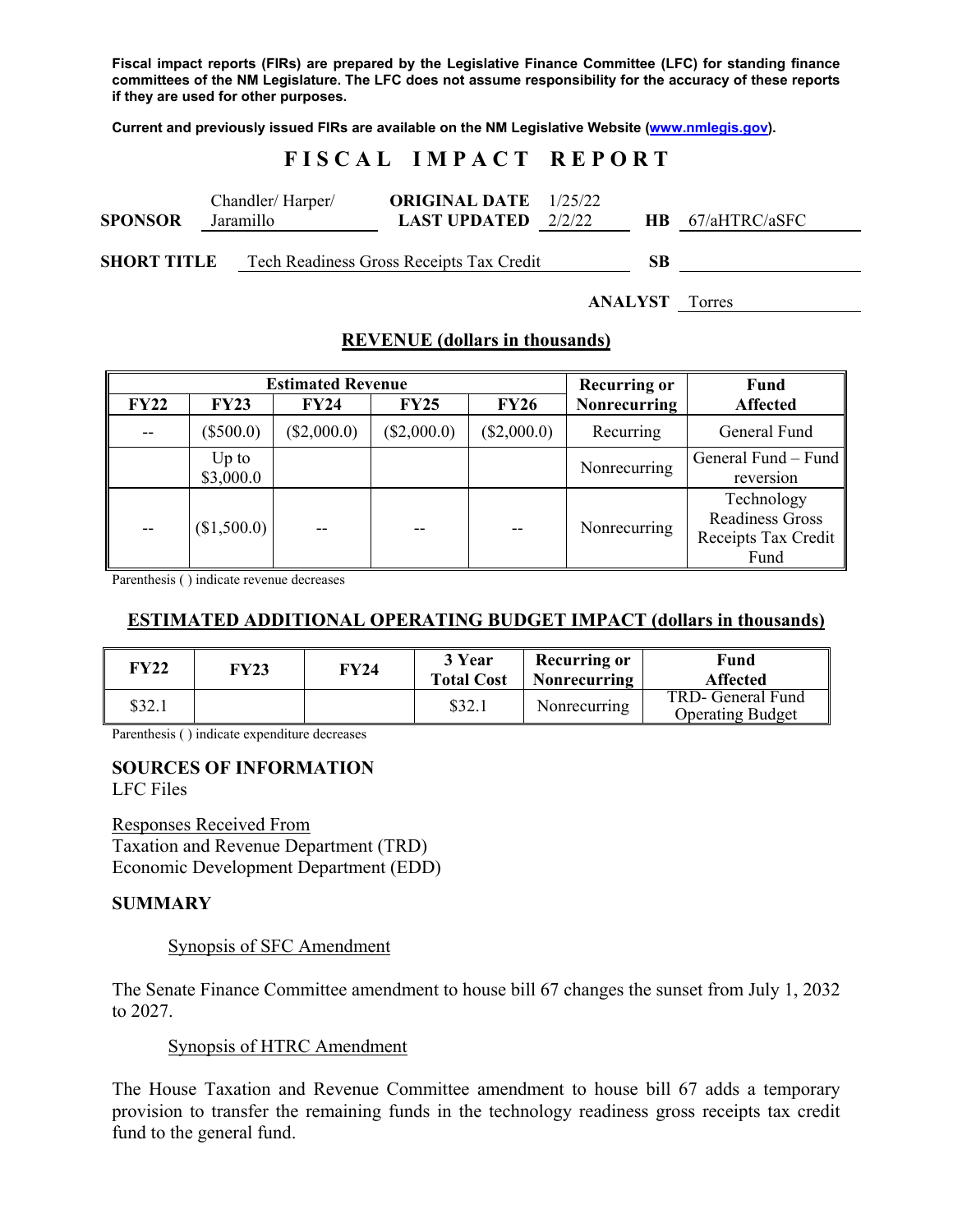**Fiscal impact reports (FIRs) are prepared by the Legislative Finance Committee (LFC) for standing finance committees of the NM Legislature. The LFC does not assume responsibility for the accuracy of these reports if they are used for other purposes.**

**Current and previously issued FIRs are available on the NM Legislative Website (www.nmlegis.gov).**

# FISCAL IMPACT REPORT

| | | | | | |
|---|---|---|---|---|---|
| **SPONSOR** | Chandler/ Harper/ Jaramillo | **ORIGINAL DATE** / **LAST UPDATED** | 1/25/22 / 2/2/22 | **HB** | 67/aHTRC/aSFC |
| **SHORT TITLE** | Tech Readiness Gross Receipts Tax Credit | | | **SB** | |

**ANALYST** Torres

## REVENUE (dollars in thousands)

| Estimated Revenue | | | | | Recurring or Nonrecurring | Fund Affected |
|---|---|---|---|---|---|---|
| **FY22** | **FY23** | **FY24** | **FY25** | **FY26** | | |
| -- | ($500.0) | ($2,000.0) | ($2,000.0) | ($2,000.0) | Recurring | General Fund |
| | Up to $3,000.0 | | | | Nonrecurring | General Fund – Fund reversion |
| -- | ($1,500.0) | -- | -- | -- | Nonrecurring | Technology Readiness Gross Receipts Tax Credit Fund |

Parenthesis ( ) indicate revenue decreases

## ESTIMATED ADDITIONAL OPERATING BUDGET IMPACT (dollars in thousands)

| FY22 | FY23 | FY24 | 3 Year Total Cost | Recurring or Nonrecurring | Fund Affected |
|---|---|---|---|---|---|
| $32.1 | | | $32.1 | Nonrecurring | TRD- General Fund Operating Budget |

Parenthesis ( ) indicate expenditure decreases

**SOURCES OF INFORMATION**
LFC Files

Responses Received From
Taxation and Revenue Department (TRD)
Economic Development Department (EDD)

**SUMMARY**

Synopsis of SFC Amendment

The Senate Finance Committee amendment to house bill 67 changes the sunset from July 1, 2032 to 2027.

Synopsis of HTRC Amendment

The House Taxation and Revenue Committee amendment to house bill 67 adds a temporary provision to transfer the remaining funds in the technology readiness gross receipts tax credit fund to the general fund.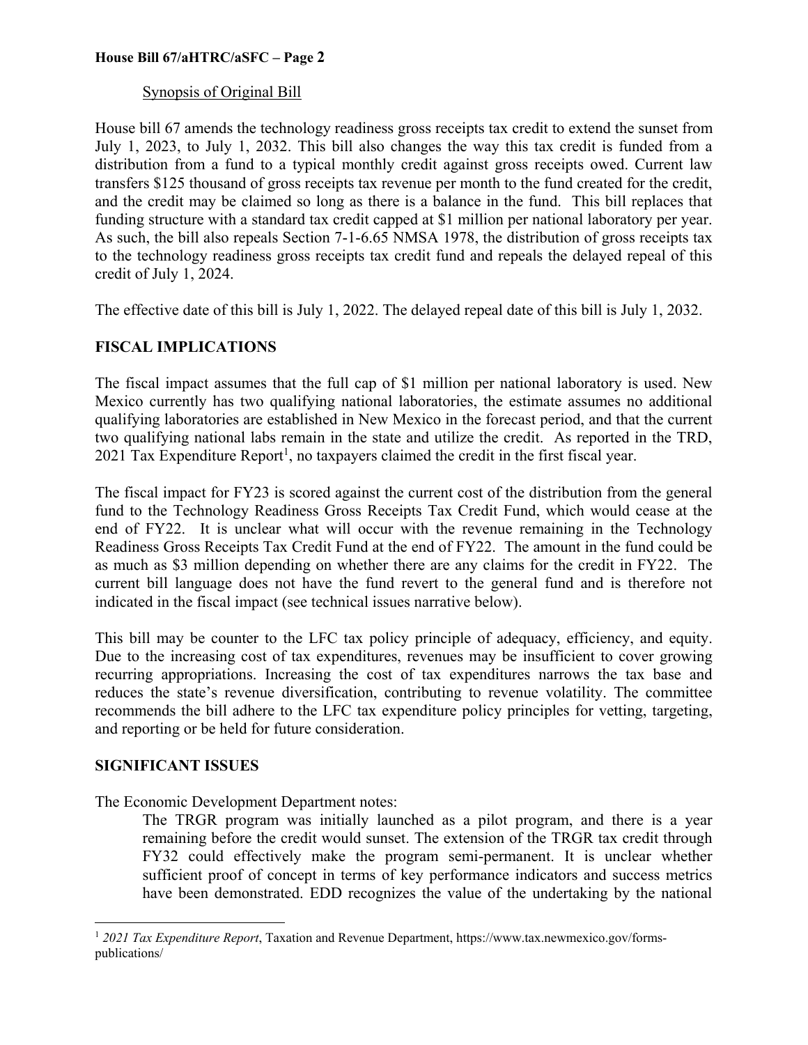Synopsis of Original Bill

House bill 67 amends the technology readiness gross receipts tax credit to extend the sunset from July 1, 2023, to July 1, 2032. This bill also changes the way this tax credit is funded from a distribution from a fund to a typical monthly credit against gross receipts owed. Current law transfers $125 thousand of gross receipts tax revenue per month to the fund created for the credit, and the credit may be claimed so long as there is a balance in the fund. This bill replaces that funding structure with a standard tax credit capped at $1 million per national laboratory per year. As such, the bill also repeals Section 7-1-6.65 NMSA 1978, the distribution of gross receipts tax to the technology readiness gross receipts tax credit fund and repeals the delayed repeal of this credit of July 1, 2024.

The effective date of this bill is July 1, 2022. The delayed repeal date of this bill is July 1, 2032.

## FISCAL IMPLICATIONS

The fiscal impact assumes that the full cap of $1 million per national laboratory is used. New Mexico currently has two qualifying national laboratories, the estimate assumes no additional qualifying laboratories are established in New Mexico in the forecast period, and that the current two qualifying national labs remain in the state and utilize the credit. As reported in the TRD, 2021 Tax Expenditure Report[1], no taxpayers claimed the credit in the first fiscal year.

The fiscal impact for FY23 is scored against the current cost of the distribution from the general fund to the Technology Readiness Gross Receipts Tax Credit Fund, which would cease at the end of FY22. It is unclear what will occur with the revenue remaining in the Technology Readiness Gross Receipts Tax Credit Fund at the end of FY22. The amount in the fund could be as much as $3 million depending on whether there are any claims for the credit in FY22. The current bill language does not have the fund revert to the general fund and is therefore not indicated in the fiscal impact (see technical issues narrative below).

This bill may be counter to the LFC tax policy principle of adequacy, efficiency, and equity. Due to the increasing cost of tax expenditures, revenues may be insufficient to cover growing recurring appropriations. Increasing the cost of tax expenditures narrows the tax base and reduces the state's revenue diversification, contributing to revenue volatility. The committee recommends the bill adhere to the LFC tax expenditure policy principles for vetting, targeting, and reporting or be held for future consideration.

## SIGNIFICANT ISSUES

The Economic Development Department notes:

> The TRGR program was initially launched as a pilot program, and there is a year remaining before the credit would sunset. The extension of the TRGR tax credit through FY32 could effectively make the program semi-permanent. It is unclear whether sufficient proof of concept in terms of key performance indicators and success metrics have been demonstrated. EDD recognizes the value of the undertaking by the national

[1] *2021 Tax Expenditure Report*, Taxation and Revenue Department, https://www.tax.newmexico.gov/forms-publications/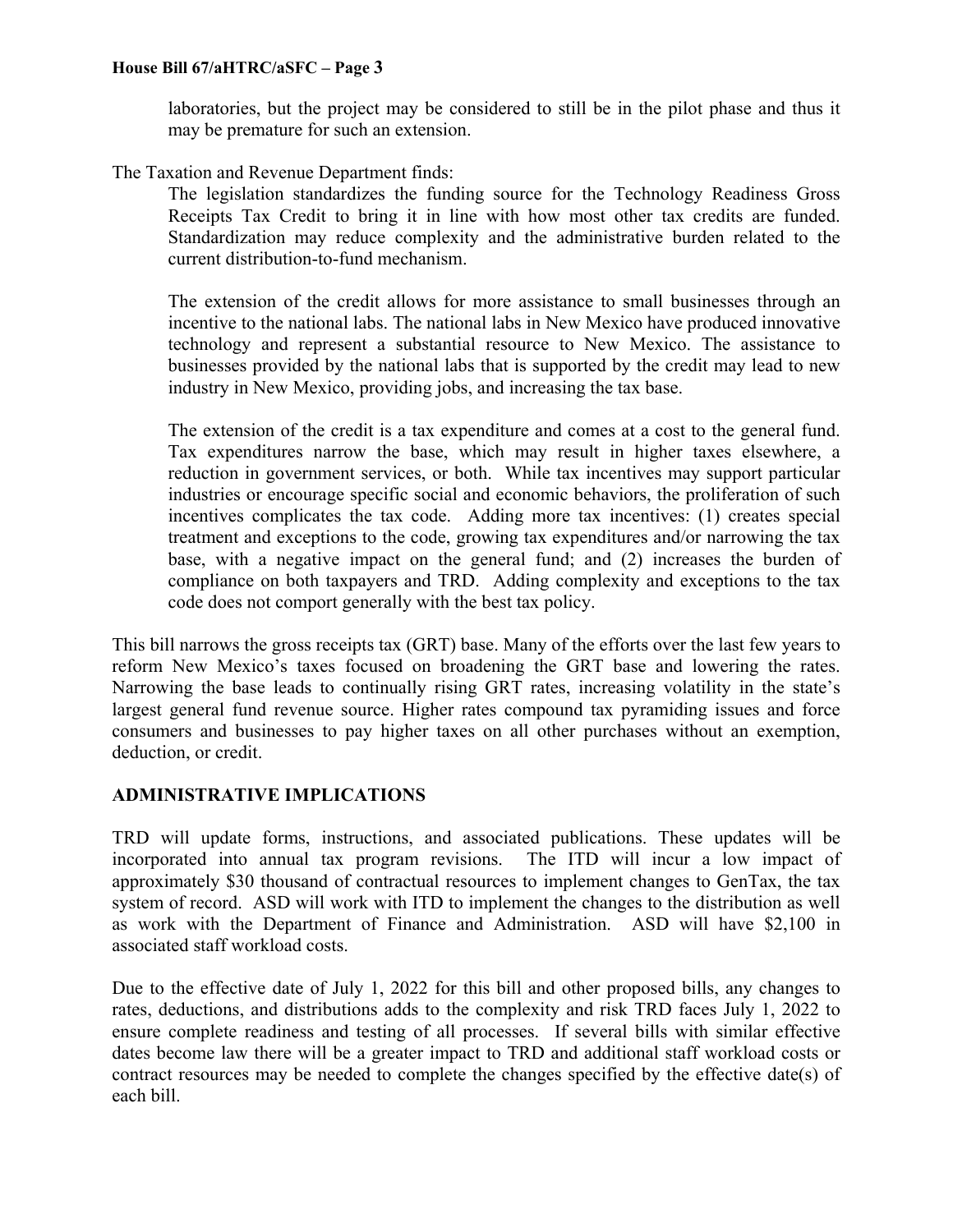laboratories, but the project may be considered to still be in the pilot phase and thus it may be premature for such an extension.

The Taxation and Revenue Department finds:

The legislation standardizes the funding source for the Technology Readiness Gross Receipts Tax Credit to bring it in line with how most other tax credits are funded. Standardization may reduce complexity and the administrative burden related to the current distribution-to-fund mechanism.

The extension of the credit allows for more assistance to small businesses through an incentive to the national labs. The national labs in New Mexico have produced innovative technology and represent a substantial resource to New Mexico. The assistance to businesses provided by the national labs that is supported by the credit may lead to new industry in New Mexico, providing jobs, and increasing the tax base.

The extension of the credit is a tax expenditure and comes at a cost to the general fund. Tax expenditures narrow the base, which may result in higher taxes elsewhere, a reduction in government services, or both. While tax incentives may support particular industries or encourage specific social and economic behaviors, the proliferation of such incentives complicates the tax code. Adding more tax incentives: (1) creates special treatment and exceptions to the code, growing tax expenditures and/or narrowing the tax base, with a negative impact on the general fund; and (2) increases the burden of compliance on both taxpayers and TRD. Adding complexity and exceptions to the tax code does not comport generally with the best tax policy.

This bill narrows the gross receipts tax (GRT) base. Many of the efforts over the last few years to reform New Mexico's taxes focused on broadening the GRT base and lowering the rates. Narrowing the base leads to continually rising GRT rates, increasing volatility in the state's largest general fund revenue source. Higher rates compound tax pyramiding issues and force consumers and businesses to pay higher taxes on all other purchases without an exemption, deduction, or credit.

## ADMINISTRATIVE IMPLICATIONS

TRD will update forms, instructions, and associated publications. These updates will be incorporated into annual tax program revisions. The ITD will incur a low impact of approximately $30 thousand of contractual resources to implement changes to GenTax, the tax system of record. ASD will work with ITD to implement the changes to the distribution as well as work with the Department of Finance and Administration. ASD will have $2,100 in associated staff workload costs.

Due to the effective date of July 1, 2022 for this bill and other proposed bills, any changes to rates, deductions, and distributions adds to the complexity and risk TRD faces July 1, 2022 to ensure complete readiness and testing of all processes. If several bills with similar effective dates become law there will be a greater impact to TRD and additional staff workload costs or contract resources may be needed to complete the changes specified by the effective date(s) of each bill.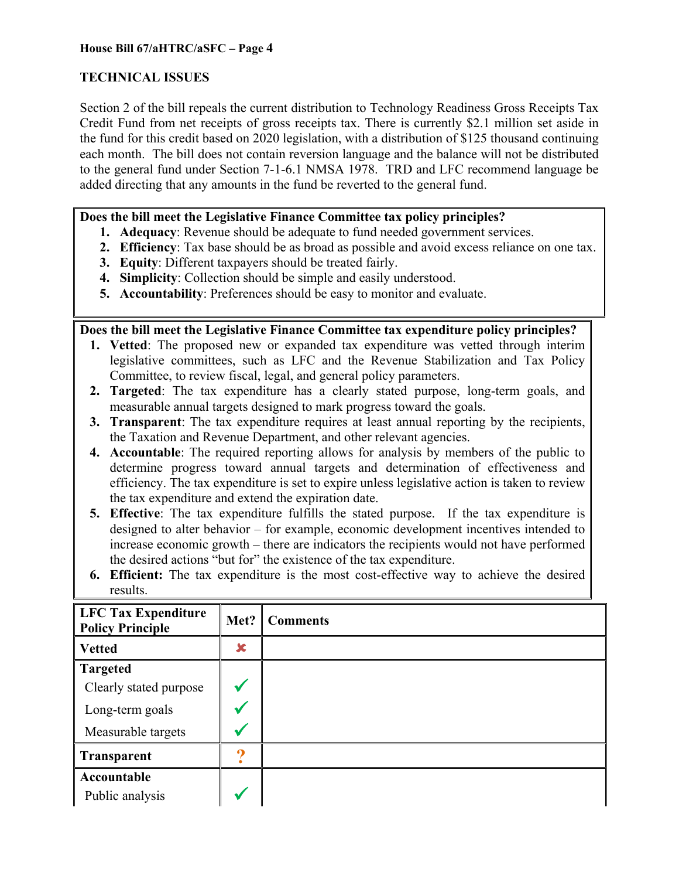## TECHNICAL ISSUES

Section 2 of the bill repeals the current distribution to Technology Readiness Gross Receipts Tax Credit Fund from net receipts of gross receipts tax. There is currently $2.1 million set aside in the fund for this credit based on 2020 legislation, with a distribution of $125 thousand continuing each month. The bill does not contain reversion language and the balance will not be distributed to the general fund under Section 7-1-6.1 NMSA 1978. TRD and LFC recommend language be added directing that any amounts in the fund be reverted to the general fund.

**Does the bill meet the Legislative Finance Committee tax policy principles?**

1. **Adequacy**: Revenue should be adequate to fund needed government services.
2. **Efficiency**: Tax base should be as broad as possible and avoid excess reliance on one tax.
3. **Equity**: Different taxpayers should be treated fairly.
4. **Simplicity**: Collection should be simple and easily understood.
5. **Accountability**: Preferences should be easy to monitor and evaluate.

**Does the bill meet the Legislative Finance Committee tax expenditure policy principles?**

1. **Vetted**: The proposed new or expanded tax expenditure was vetted through interim legislative committees, such as LFC and the Revenue Stabilization and Tax Policy Committee, to review fiscal, legal, and general policy parameters.
2. **Targeted**: The tax expenditure has a clearly stated purpose, long-term goals, and measurable annual targets designed to mark progress toward the goals.
3. **Transparent**: The tax expenditure requires at least annual reporting by the recipients, the Taxation and Revenue Department, and other relevant agencies.
4. **Accountable**: The required reporting allows for analysis by members of the public to determine progress toward annual targets and determination of effectiveness and efficiency. The tax expenditure is set to expire unless legislative action is taken to review the tax expenditure and extend the expiration date.
5. **Effective**: The tax expenditure fulfills the stated purpose. If the tax expenditure is designed to alter behavior – for example, economic development incentives intended to increase economic growth – there are indicators the recipients would not have performed the desired actions "but for" the existence of the tax expenditure.
6. **Efficient:** The tax expenditure is the most cost-effective way to achieve the desired results.

| LFC Tax Expenditure Policy Principle | Met? | Comments |
|---|---|---|
| **Vetted** | ✘ | |
| **Targeted** | | |
| Clearly stated purpose | ✓ | |
| Long-term goals | ✓ | |
| Measurable targets | ✓ | |
| **Transparent** | ? | |
| **Accountable** | | |
| Public analysis | ✓ | |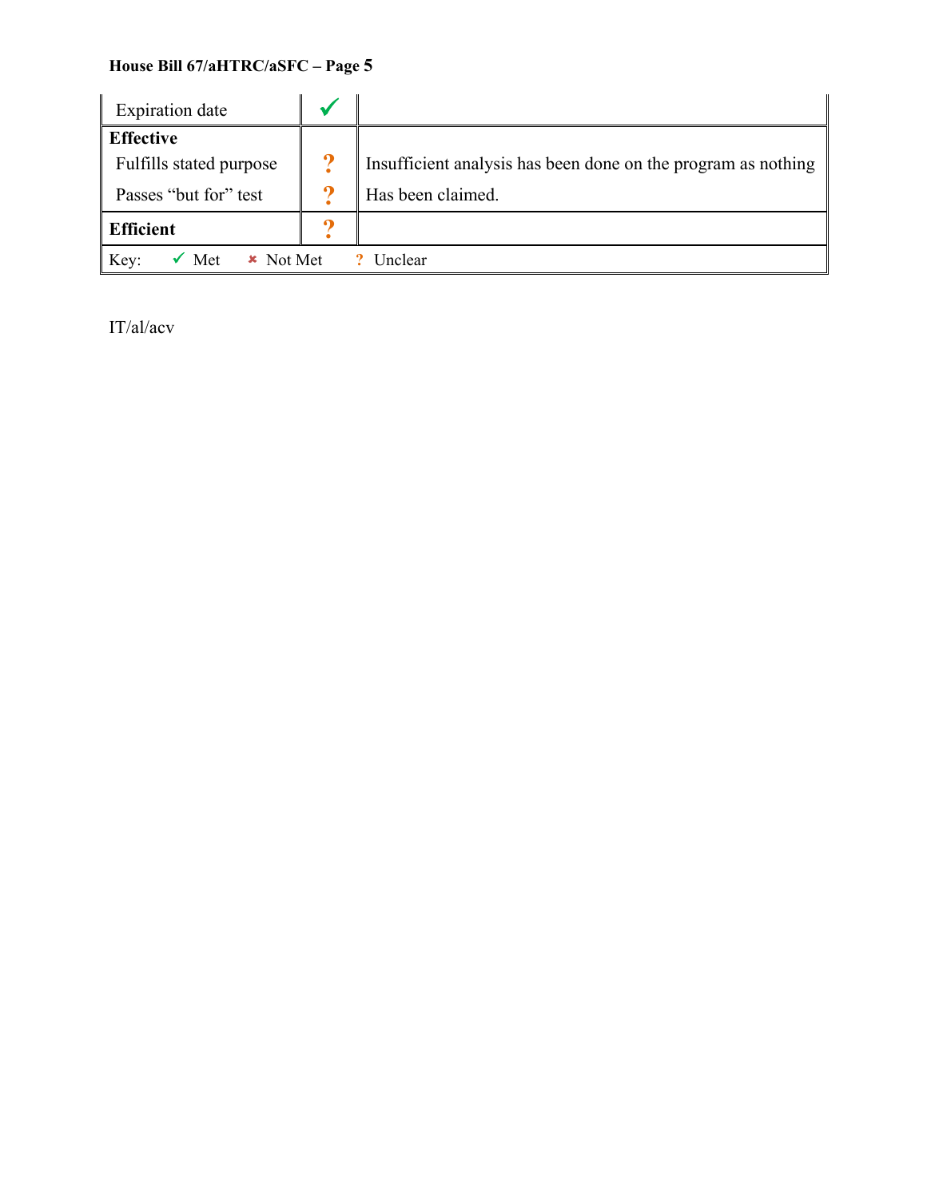| | | |
|---|---|---|
| Expiration date | ✓ | |
| **Effective** | | |
| Fulfills stated purpose | ? | Insufficient analysis has been done on the program as nothing |
| Passes "but for" test | ? | Has been claimed. |
| **Efficient** | ? | |
| Key: ✓ Met ✗ Not Met ? Unclear | | |

IT/al/acv